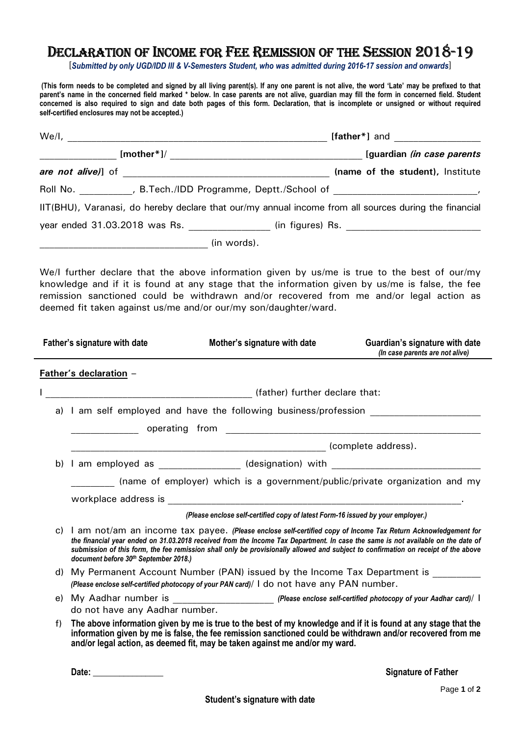# Declaration of Income for Fee Remission of the Session 2018-19

[*Submitted by only UGD/IDD III & V-Semesters Student, who was admitted during 2016-17 session and onwards*]

**(This form needs to be completed and signed by all living parent(s). If any one parent is not alive, the word 'Late' may be prefixed to that parent's name in the concerned field marked * below. In case parents are not alive, guardian may fill the form in concerned field. Student concerned is also required to sign and date both pages of this form. Declaration, that is incomplete or unsigned or without required self-certified enclosures may not be accepted.)**

We/I, ____________________________________________ **[father*]** and _______________ _____________ **[mother*]**/ _________________________________ **[guardian *(in case parents are not alive)*]** of ___________________________________ **(name of the student),** Institute Roll No. _________, B.Tech./IDD Programme, Deptt./School of _________________________, IIT(BHU), Varanasi, do hereby declare that our/my annual income from all sources during the financial year ended 31.03.2018 was Rs. ______________ (in figures) Rs. _______________________ _____________________________ (in words).

We/I further declare that the above information given by us/me is true to the best of our/my knowledge and if it is found at any stage that the information given by us/me is false, the fee remission sanctioned could be withdrawn and/or recovered from me and/or legal action as deemed fit taken against us/me and/or our/my son/daughter/ward.

| **Father's signature with date** | **Mother's signature with date** | **Guardian's signature with date** *(In case parents are not alive)* |
|---|---|---|

**Father's declaration** –

I ____________________________________ (father) further declare that:

a) I am self employed and have the following business/profession __________________ ____________ operating from ______________________________________________ _______________________________________________ (complete address).

b) I am employed as ______________ (designation) with _________________________ ________ (name of employer) which is a government/public/private organization and my workplace address is ____________________________________________________.
*(Please enclose self-certified copy of latest Form-16 issued by your employer.)*

c) I am not/am an income tax payee. ***(Please enclose self-certified copy of Income Tax Return Acknowledgement for the financial year ended on 31.03.2018 received from the Income Tax Department. In case the same is not available on the date of submission of this form, the fee remission shall only be provisionally allowed and subject to confirmation on receipt of the above document before 30th September 2018.)***

d) My Permanent Account Number (PAN) issued by the Income Tax Department is _________ ***(Please enclose self-certified photocopy of your PAN card)***/ I do not have any PAN number.

e) My Aadhar number is __________________ ***(Please enclose self-certified photocopy of your Aadhar card)***/ I do not have any Aadhar number.

f) **The above information given by me is true to the best of my knowledge and if it is found at any stage that the information given by me is false, the fee remission sanctioned could be withdrawn and/or recovered from me and/or legal action, as deemed fit, may be taken against me and/or my ward.**

**Date:** ______________ **Signature of Father**

**Student's signature with date**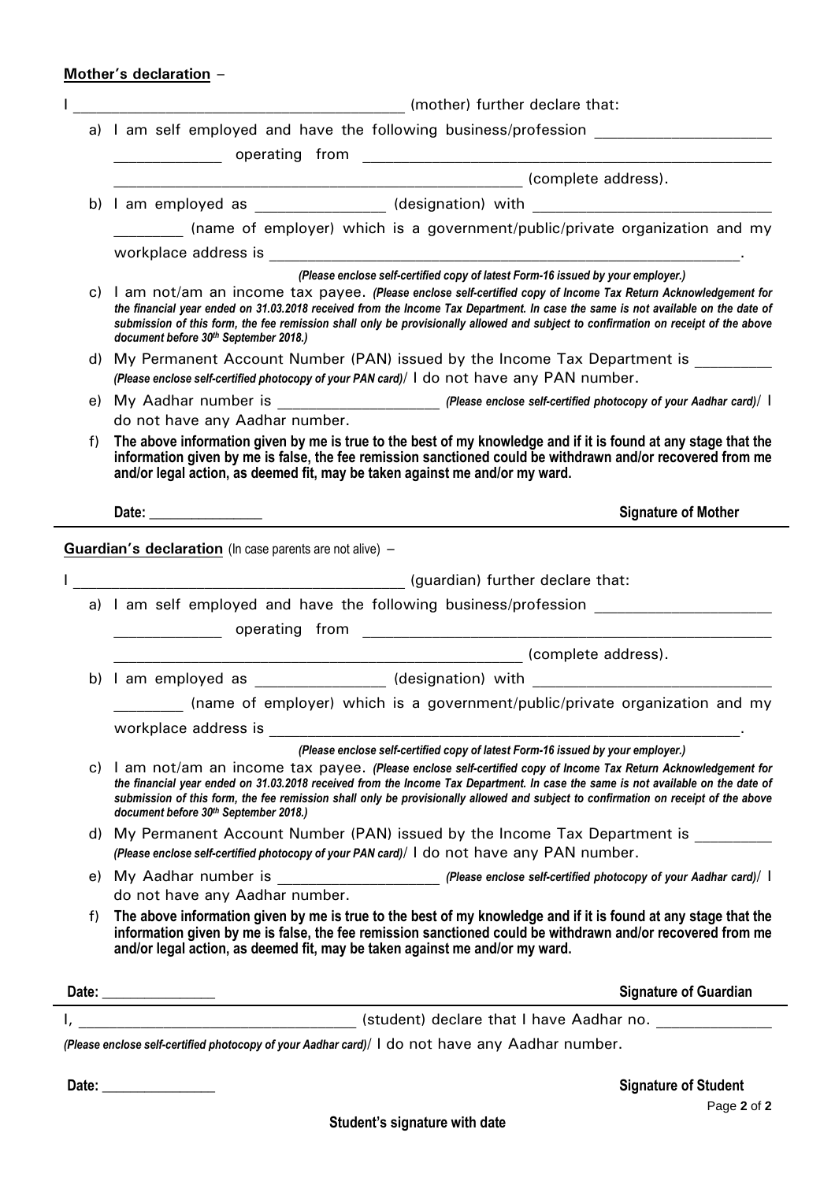**Mother's declaration** –

I ________________________________________ (mother) further declare that:

a) I am self employed and have the following business/profession ____________________ ____________ operating from ________________________________________________ ________________________________________________ (complete address).

b) I am employed as _______________ (designation) with ___________________________ ________ (name of employer) which is a government/public/private organization and my workplace address is ________________________________________________________.

*(Please enclose self-certified copy of latest Form-16 issued by your employer.)*

c) I am not/am an income tax payee. ***(Please enclose self-certified copy of Income Tax Return Acknowledgement for the financial year ended on 31.03.2018 received from the Income Tax Department. In case the same is not available on the date of submission of this form, the fee remission shall only be provisionally allowed and subject to confirmation on receipt of the above document before 30th September 2018.)***

d) My Permanent Account Number (PAN) issued by the Income Tax Department is _________ ***(Please enclose self-certified photocopy of your PAN card)***/ I do not have any PAN number.

e) My Aadhar number is ___________________ ***(Please enclose self-certified photocopy of your Aadhar card)***/ I do not have any Aadhar number.

f) **The above information given by me is true to the best of my knowledge and if it is found at any stage that the information given by me is false, the fee remission sanctioned could be withdrawn and/or recovered from me and/or legal action, as deemed fit, may be taken against me and/or my ward.**

**Date:** _______________ **Signature of Mother**

---

**Guardian's declaration** (In case parents are not alive) –

I ________________________________________ (guardian) further declare that:

a) I am self employed and have the following business/profession ____________________ ____________ operating from ________________________________________________ ________________________________________________ (complete address).

b) I am employed as _______________ (designation) with ___________________________ ________ (name of employer) which is a government/public/private organization and my workplace address is ________________________________________________________.

*(Please enclose self-certified copy of latest Form-16 issued by your employer.)*

c) I am not/am an income tax payee. ***(Please enclose self-certified copy of Income Tax Return Acknowledgement for the financial year ended on 31.03.2018 received from the Income Tax Department. In case the same is not available on the date of submission of this form, the fee remission shall only be provisionally allowed and subject to confirmation on receipt of the above document before 30th September 2018.)***

d) My Permanent Account Number (PAN) issued by the Income Tax Department is _________ ***(Please enclose self-certified photocopy of your PAN card)***/ I do not have any PAN number.

e) My Aadhar number is ___________________ ***(Please enclose self-certified photocopy of your Aadhar card)***/ I do not have any Aadhar number.

f) **The above information given by me is true to the best of my knowledge and if it is found at any stage that the information given by me is false, the fee remission sanctioned could be withdrawn and/or recovered from me and/or legal action, as deemed fit, may be taken against me and/or my ward.**

**Date:** _______________ **Signature of Guardian**

---

I, ________________________________ (student) declare that I have Aadhar no. ______________ ***(Please enclose self-certified photocopy of your Aadhar card)***/ I do not have any Aadhar number.

**Date:** _______________ **Signature of Student**

**Student's signature with date**